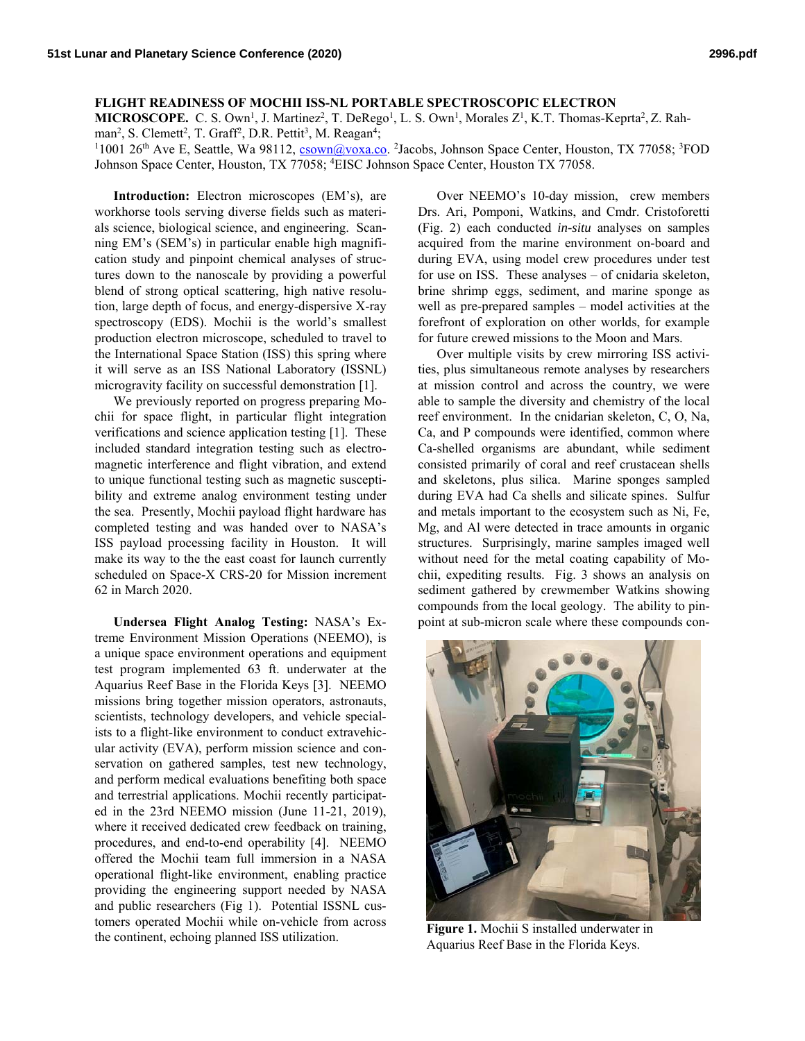**FLIGHT READINESS OF MOCHII ISS-NL PORTABLE SPECTROSCOPIC ELECTRON MICROSCOPE.** C. S. Own[1], J. Martinez[2], T. DeRego[1], L. S. Own[1], Morales Z[1], K.T. Thomas-Keprta[2], Z. Rahman[2], S. Clemett[2], T. Graff[2], D.R. Pettit[3], M. Reagan[4];
[1]1001 26th Ave E, Seattle, Wa 98112, csown@voxa.co. [2]Jacobs, Johnson Space Center, Houston, TX 77058; [3]FOD Johnson Space Center, Houston, TX 77058; [4]EISC Johnson Space Center, Houston TX 77058.

**Introduction:** Electron microscopes (EM's), are workhorse tools serving diverse fields such as materials science, biological science, and engineering. Scanning EM's (SEM's) in particular enable high magnification study and pinpoint chemical analyses of structures down to the nanoscale by providing a powerful blend of strong optical scattering, high native resolution, large depth of focus, and energy-dispersive X-ray spectroscopy (EDS). Mochii is the world's smallest production electron microscope, scheduled to travel to the International Space Station (ISS) this spring where it will serve as an ISS National Laboratory (ISSNL) microgravity facility on successful demonstration [1].

We previously reported on progress preparing Mochii for space flight, in particular flight integration verifications and science application testing [1]. These included standard integration testing such as electromagnetic interference and flight vibration, and extend to unique functional testing such as magnetic susceptibility and extreme analog environment testing under the sea. Presently, Mochii payload flight hardware has completed testing and was handed over to NASA's ISS payload processing facility in Houston. It will make its way to the the east coast for launch currently scheduled on Space-X CRS-20 for Mission increment 62 in March 2020.

**Undersea Flight Analog Testing:** NASA's Extreme Environment Mission Operations (NEEMO), is a unique space environment operations and equipment test program implemented 63 ft. underwater at the Aquarius Reef Base in the Florida Keys [3]. NEEMO missions bring together mission operators, astronauts, scientists, technology developers, and vehicle specialists to a flight-like environment to conduct extravehicular activity (EVA), perform mission science and conservation on gathered samples, test new technology, and perform medical evaluations benefiting both space and terrestrial applications. Mochii recently participated in the 23rd NEEMO mission (June 11-21, 2019), where it received dedicated crew feedback on training, procedures, and end-to-end operability [4]. NEEMO offered the Mochii team full immersion in a NASA operational flight-like environment, enabling practice providing the engineering support needed by NASA and public researchers (Fig 1). Potential ISSNL customers operated Mochii while on-vehicle from across the continent, echoing planned ISS utilization.

Over NEEMO's 10-day mission, crew members Drs. Ari, Pomponi, Watkins, and Cmdr. Cristoforetti (Fig. 2) each conducted *in-situ* analyses on samples acquired from the marine environment on-board and during EVA, using model crew procedures under test for use on ISS. These analyses – of cnidaria skeleton, brine shrimp eggs, sediment, and marine sponge as well as pre-prepared samples – model activities at the forefront of exploration on other worlds, for example for future crewed missions to the Moon and Mars.

Over multiple visits by crew mirroring ISS activities, plus simultaneous remote analyses by researchers at mission control and across the country, we were able to sample the diversity and chemistry of the local reef environment. In the cnidarian skeleton, C, O, Na, Ca, and P compounds were identified, common where Ca-shelled organisms are abundant, while sediment consisted primarily of coral and reef crustacean shells and skeletons, plus silica. Marine sponges sampled during EVA had Ca shells and silicate spines. Sulfur and metals important to the ecosystem such as Ni, Fe, Mg, and Al were detected in trace amounts in organic structures. Surprisingly, marine samples imaged well without need for the metal coating capability of Mochii, expediting results. Fig. 3 shows an analysis on sediment gathered by crewmember Watkins showing compounds from the local geology. The ability to pinpoint at sub-micron scale where these compounds con-

**Figure 1.** Mochii S installed underwater in Aquarius Reef Base in the Florida Keys.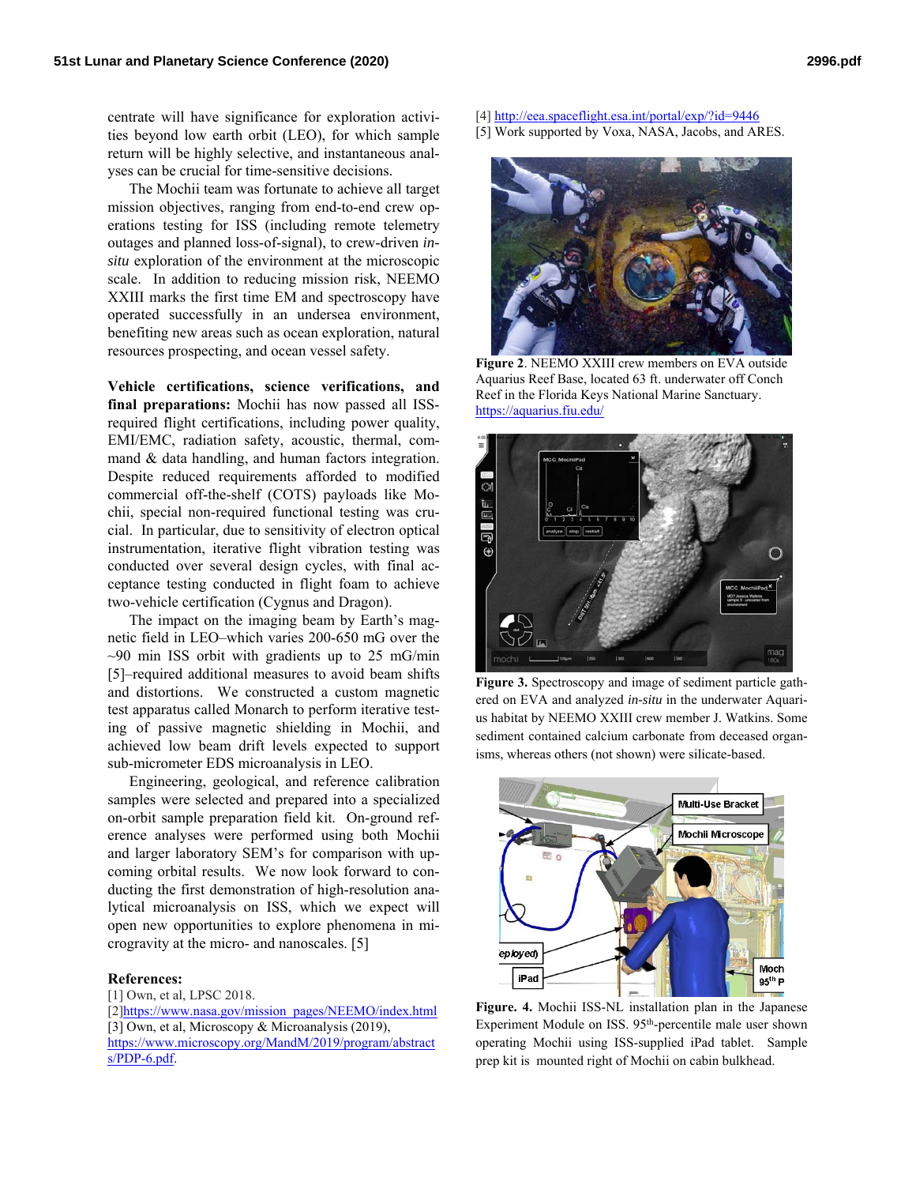centrate will have significance for exploration activities beyond low earth orbit (LEO), for which sample return will be highly selective, and instantaneous analyses can be crucial for time-sensitive decisions.

The Mochii team was fortunate to achieve all target mission objectives, ranging from end-to-end crew operations testing for ISS (including remote telemetry outages and planned loss-of-signal), to crew-driven *in-situ* exploration of the environment at the microscopic scale. In addition to reducing mission risk, NEEMO XXIII marks the first time EM and spectroscopy have operated successfully in an undersea environment, benefiting new areas such as ocean exploration, natural resources prospecting, and ocean vessel safety.

**Vehicle certifications, science verifications, and final preparations:** Mochii has now passed all ISS-required flight certifications, including power quality, EMI/EMC, radiation safety, acoustic, thermal, command & data handling, and human factors integration. Despite reduced requirements afforded to modified commercial off-the-shelf (COTS) payloads like Mochii, special non-required functional testing was crucial. In particular, due to sensitivity of electron optical instrumentation, iterative flight vibration testing was conducted over several design cycles, with final acceptance testing conducted in flight foam to achieve two-vehicle certification (Cygnus and Dragon).

The impact on the imaging beam by Earth's magnetic field in LEO–which varies 200-650 mG over the ~90 min ISS orbit with gradients up to 25 mG/min [5]–required additional measures to avoid beam shifts and distortions. We constructed a custom magnetic test apparatus called Monarch to perform iterative testing of passive magnetic shielding in Mochii, and achieved low beam drift levels expected to support sub-micrometer EDS microanalysis in LEO.

Engineering, geological, and reference calibration samples were selected and prepared into a specialized on-orbit sample preparation field kit. On-ground reference analyses were performed using both Mochii and larger laboratory SEM's for comparison with upcoming orbital results. We now look forward to conducting the first demonstration of high-resolution analytical microanalysis on ISS, which we expect will open new opportunities to explore phenomena in microgravity at the micro- and nanoscales. [5]

**References:**

[1] Own, et al, LPSC 2018.
[2] https://www.nasa.gov/mission_pages/NEEMO/index.html
[3] Own, et al, Microscopy & Microanalysis (2019), https://www.microscopy.org/MandM/2019/program/abstracts/PDP-6.pdf.
[4] http://eea.spaceflight.esa.int/portal/exp/?id=9446
[5] Work supported by Voxa, NASA, Jacobs, and ARES.

**Figure 2**. NEEMO XXIII crew members on EVA outside Aquarius Reef Base, located 63 ft. underwater off Conch Reef in the Florida Keys National Marine Sanctuary. https://aquarius.fiu.edu/

**Figure 3.** Spectroscopy and image of sediment particle gathered on EVA and analyzed *in-situ* in the underwater Aquarius habitat by NEEMO XXIII crew member J. Watkins. Some sediment contained calcium carbonate from deceased organisms, whereas others (not shown) were silicate-based.

**Figure. 4.** Mochii ISS-NL installation plan in the Japanese Experiment Module on ISS. 95th-percentile male user shown operating Mochii using ISS-supplied iPad tablet. Sample prep kit is mounted right of Mochii on cabin bulkhead.